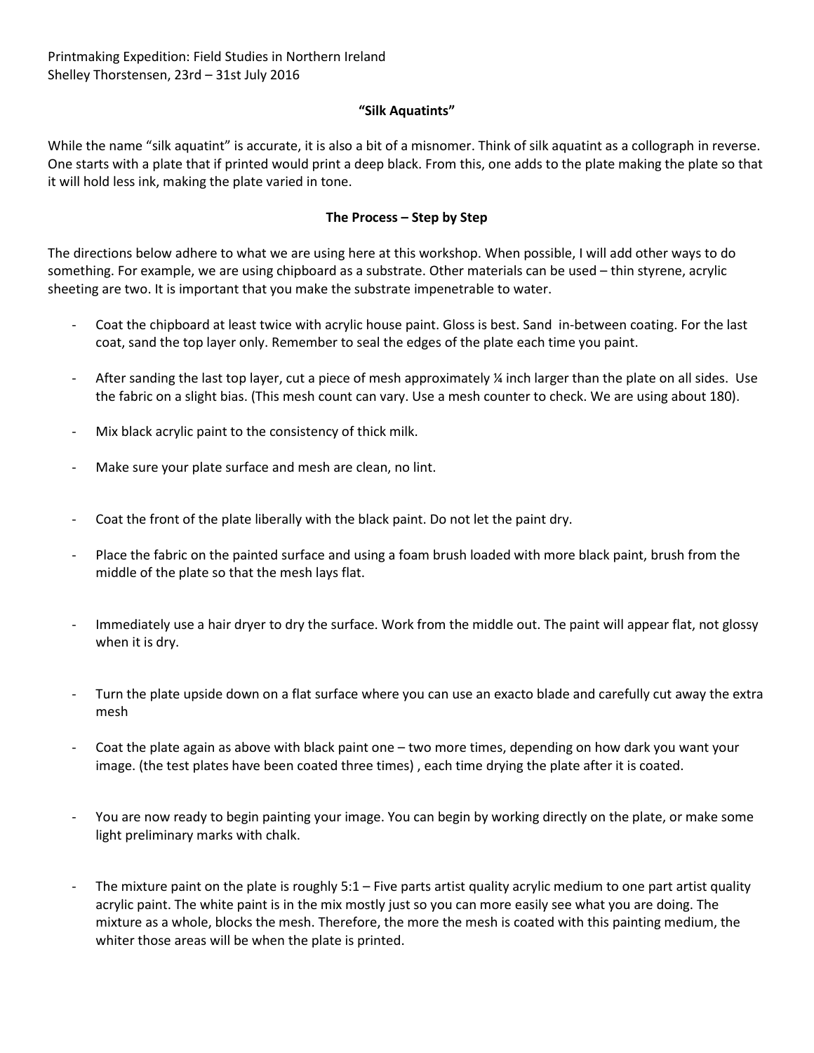Printmaking Expedition: Field Studies in Northern Ireland
Shelley Thorstensen, 23rd – 31st July 2016

**"Silk Aquatints"**

While the name "silk aquatint" is accurate, it is also a bit of a misnomer. Think of silk aquatint as a collograph in reverse. One starts with a plate that if printed would print a deep black. From this, one adds to the plate making the plate so that it will hold less ink, making the plate varied in tone.

**The Process – Step by Step**

The directions below adhere to what we are using here at this workshop. When possible, I will add other ways to do something. For example, we are using chipboard as a substrate. Other materials can be used – thin styrene, acrylic sheeting are two. It is important that you make the substrate impenetrable to water.

- Coat the chipboard at least twice with acrylic house paint. Gloss is best. Sand in-between coating. For the last coat, sand the top layer only. Remember to seal the edges of the plate each time you paint.

- After sanding the last top layer, cut a piece of mesh approximately ¼ inch larger than the plate on all sides. Use the fabric on a slight bias. (This mesh count can vary. Use a mesh counter to check. We are using about 180).

- Mix black acrylic paint to the consistency of thick milk.

- Make sure your plate surface and mesh are clean, no lint.

- Coat the front of the plate liberally with the black paint. Do not let the paint dry.

- Place the fabric on the painted surface and using a foam brush loaded with more black paint, brush from the middle of the plate so that the mesh lays flat.

- Immediately use a hair dryer to dry the surface. Work from the middle out. The paint will appear flat, not glossy when it is dry.

- Turn the plate upside down on a flat surface where you can use an exacto blade and carefully cut away the extra mesh

- Coat the plate again as above with black paint one – two more times, depending on how dark you want your image. (the test plates have been coated three times) , each time drying the plate after it is coated.

- You are now ready to begin painting your image. You can begin by working directly on the plate, or make some light preliminary marks with chalk.

- The mixture paint on the plate is roughly 5:1 – Five parts artist quality acrylic medium to one part artist quality acrylic paint. The white paint is in the mix mostly just so you can more easily see what you are doing. The mixture as a whole, blocks the mesh. Therefore, the more the mesh is coated with this painting medium, the whiter those areas will be when the plate is printed.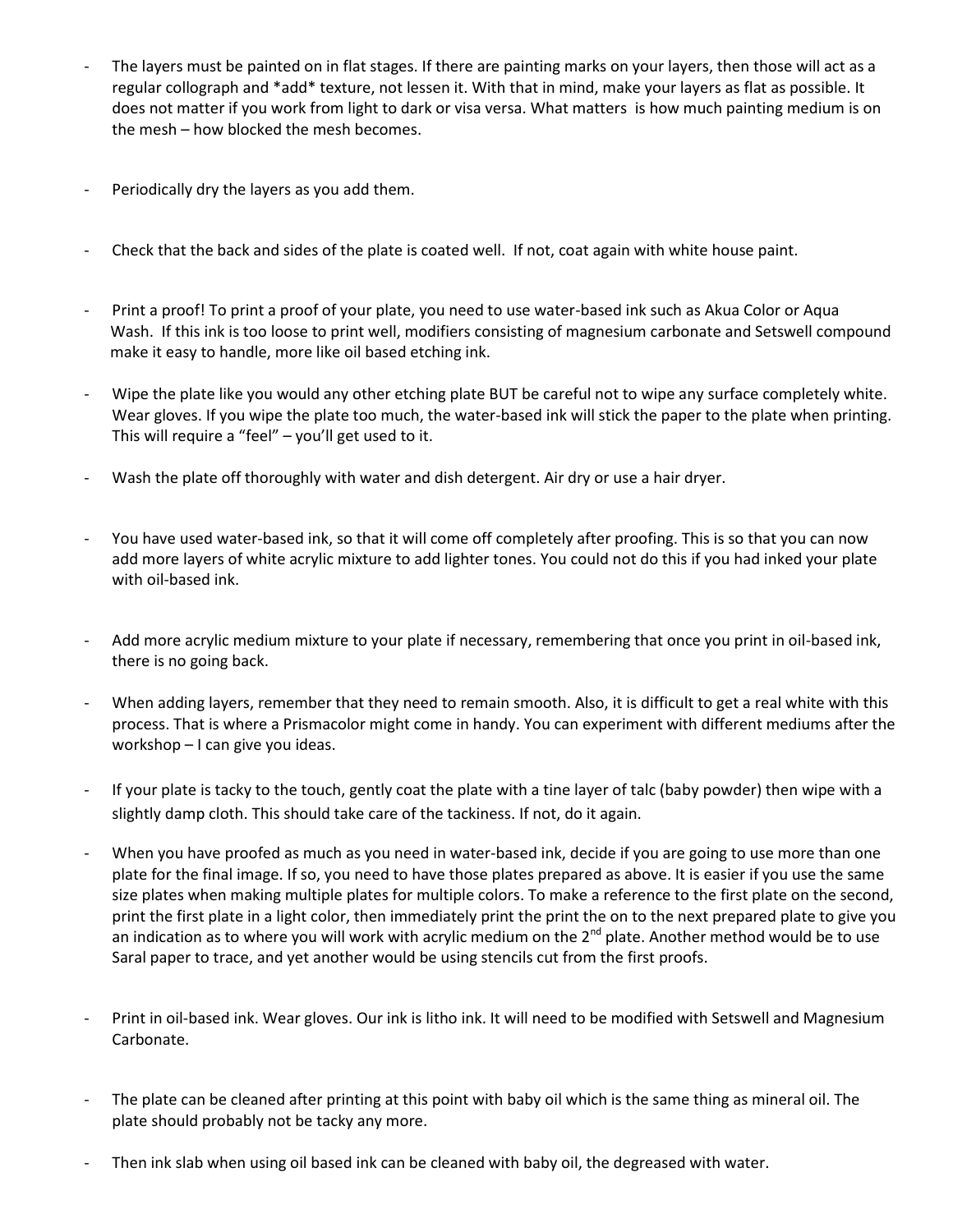- The layers must be painted on in flat stages. If there are painting marks on your layers, then those will act as a regular collograph and *add* texture, not lessen it. With that in mind, make your layers as flat as possible. It does not matter if you work from light to dark or visa versa. What matters is how much painting medium is on the mesh – how blocked the mesh becomes.

- Periodically dry the layers as you add them.

- Check that the back and sides of the plate is coated well. If not, coat again with white house paint.

- Print a proof! To print a proof of your plate, you need to use water-based ink such as Akua Color or Aqua Wash. If this ink is too loose to print well, modifiers consisting of magnesium carbonate and Setswell compound make it easy to handle, more like oil based etching ink.

- Wipe the plate like you would any other etching plate BUT be careful not to wipe any surface completely white. Wear gloves. If you wipe the plate too much, the water-based ink will stick the paper to the plate when printing. This will require a "feel" – you'll get used to it.

- Wash the plate off thoroughly with water and dish detergent. Air dry or use a hair dryer.

- You have used water-based ink, so that it will come off completely after proofing. This is so that you can now add more layers of white acrylic mixture to add lighter tones. You could not do this if you had inked your plate with oil-based ink.

- Add more acrylic medium mixture to your plate if necessary, remembering that once you print in oil-based ink, there is no going back.

- When adding layers, remember that they need to remain smooth. Also, it is difficult to get a real white with this process. That is where a Prismacolor might come in handy. You can experiment with different mediums after the workshop – I can give you ideas.

- If your plate is tacky to the touch, gently coat the plate with a tine layer of talc (baby powder) then wipe with a slightly damp cloth. This should take care of the tackiness. If not, do it again.

- When you have proofed as much as you need in water-based ink, decide if you are going to use more than one plate for the final image. If so, you need to have those plates prepared as above. It is easier if you use the same size plates when making multiple plates for multiple colors. To make a reference to the first plate on the second, print the first plate in a light color, then immediately print the print the on to the next prepared plate to give you an indication as to where you will work with acrylic medium on the 2nd plate. Another method would be to use Saral paper to trace, and yet another would be using stencils cut from the first proofs.

- Print in oil-based ink. Wear gloves. Our ink is litho ink. It will need to be modified with Setswell and Magnesium Carbonate.

- The plate can be cleaned after printing at this point with baby oil which is the same thing as mineral oil. The plate should probably not be tacky any more.

- Then ink slab when using oil based ink can be cleaned with baby oil, the degreased with water.